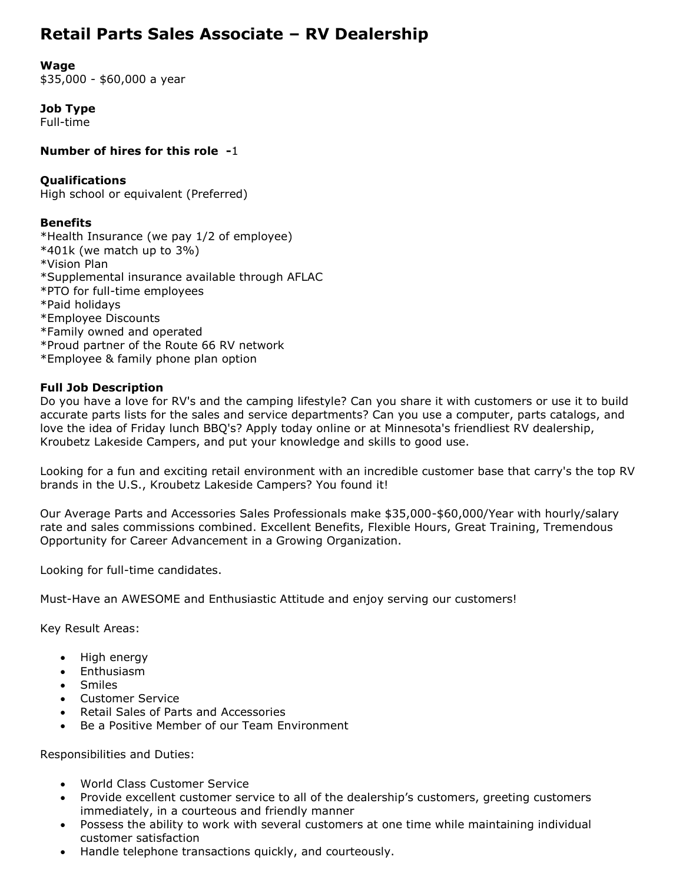# Retail Parts Sales Associate – RV Dealership

**Wage**
$35,000 - $60,000 a year

**Job Type**
Full-time

**Number of hires for this role -**1

**Qualifications**
High school or equivalent (Preferred)

**Benefits**
*Health Insurance (we pay 1/2 of employee)
*401k (we match up to 3%)
*Vision Plan
*Supplemental insurance available through AFLAC
*PTO for full-time employees
*Paid holidays
*Employee Discounts
*Family owned and operated
*Proud partner of the Route 66 RV network
*Employee & family phone plan option

**Full Job Description**
Do you have a love for RV's and the camping lifestyle? Can you share it with customers or use it to build accurate parts lists for the sales and service departments? Can you use a computer, parts catalogs, and love the idea of Friday lunch BBQ's? Apply today online or at Minnesota's friendliest RV dealership, Kroubetz Lakeside Campers, and put your knowledge and skills to good use.

Looking for a fun and exciting retail environment with an incredible customer base that carry's the top RV brands in the U.S., Kroubetz Lakeside Campers? You found it!

Our Average Parts and Accessories Sales Professionals make $35,000-$60,000/Year with hourly/salary rate and sales commissions combined. Excellent Benefits, Flexible Hours, Great Training, Tremendous Opportunity for Career Advancement in a Growing Organization.

Looking for full-time candidates.

Must-Have an AWESOME and Enthusiastic Attitude and enjoy serving our customers!

Key Result Areas:

- High energy
- Enthusiasm
- Smiles
- Customer Service
- Retail Sales of Parts and Accessories
- Be a Positive Member of our Team Environment

Responsibilities and Duties:

- World Class Customer Service
- Provide excellent customer service to all of the dealership's customers, greeting customers immediately, in a courteous and friendly manner
- Possess the ability to work with several customers at one time while maintaining individual customer satisfaction
- Handle telephone transactions quickly, and courteously.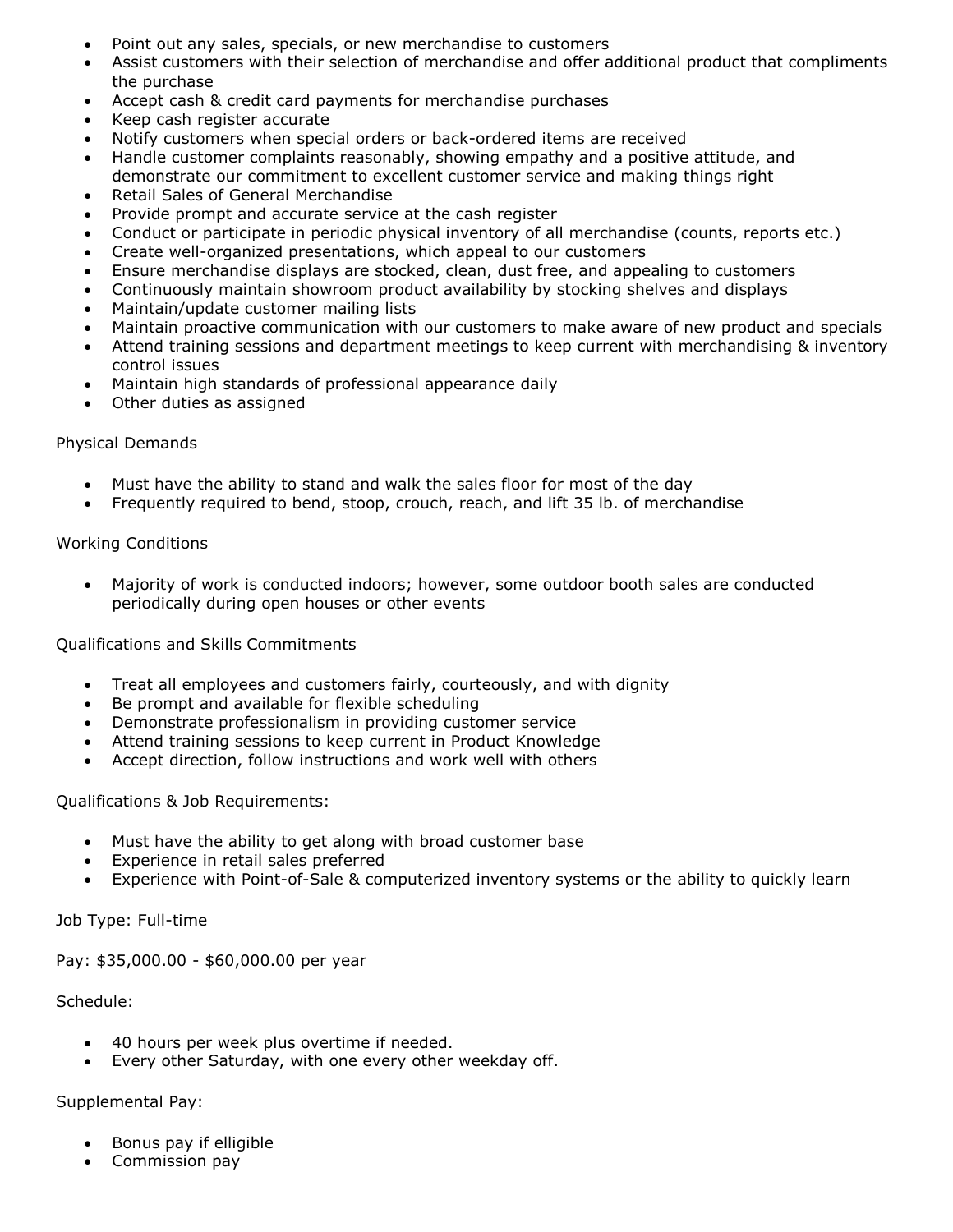- Point out any sales, specials, or new merchandise to customers
- Assist customers with their selection of merchandise and offer additional product that compliments the purchase
- Accept cash & credit card payments for merchandise purchases
- Keep cash register accurate
- Notify customers when special orders or back-ordered items are received
- Handle customer complaints reasonably, showing empathy and a positive attitude, and demonstrate our commitment to excellent customer service and making things right
- Retail Sales of General Merchandise
- Provide prompt and accurate service at the cash register
- Conduct or participate in periodic physical inventory of all merchandise (counts, reports etc.)
- Create well-organized presentations, which appeal to our customers
- Ensure merchandise displays are stocked, clean, dust free, and appealing to customers
- Continuously maintain showroom product availability by stocking shelves and displays
- Maintain/update customer mailing lists
- Maintain proactive communication with our customers to make aware of new product and specials
- Attend training sessions and department meetings to keep current with merchandising & inventory control issues
- Maintain high standards of professional appearance daily
- Other duties as assigned

Physical Demands

- Must have the ability to stand and walk the sales floor for most of the day
- Frequently required to bend, stoop, crouch, reach, and lift 35 lb. of merchandise

Working Conditions

- Majority of work is conducted indoors; however, some outdoor booth sales are conducted periodically during open houses or other events

Qualifications and Skills Commitments

- Treat all employees and customers fairly, courteously, and with dignity
- Be prompt and available for flexible scheduling
- Demonstrate professionalism in providing customer service
- Attend training sessions to keep current in Product Knowledge
- Accept direction, follow instructions and work well with others

Qualifications & Job Requirements:

- Must have the ability to get along with broad customer base
- Experience in retail sales preferred
- Experience with Point-of-Sale & computerized inventory systems or the ability to quickly learn

Job Type: Full-time

Pay: $35,000.00 - $60,000.00 per year

Schedule:

- 40 hours per week plus overtime if needed.
- Every other Saturday, with one every other weekday off.

Supplemental Pay:

- Bonus pay if elligible
- Commission pay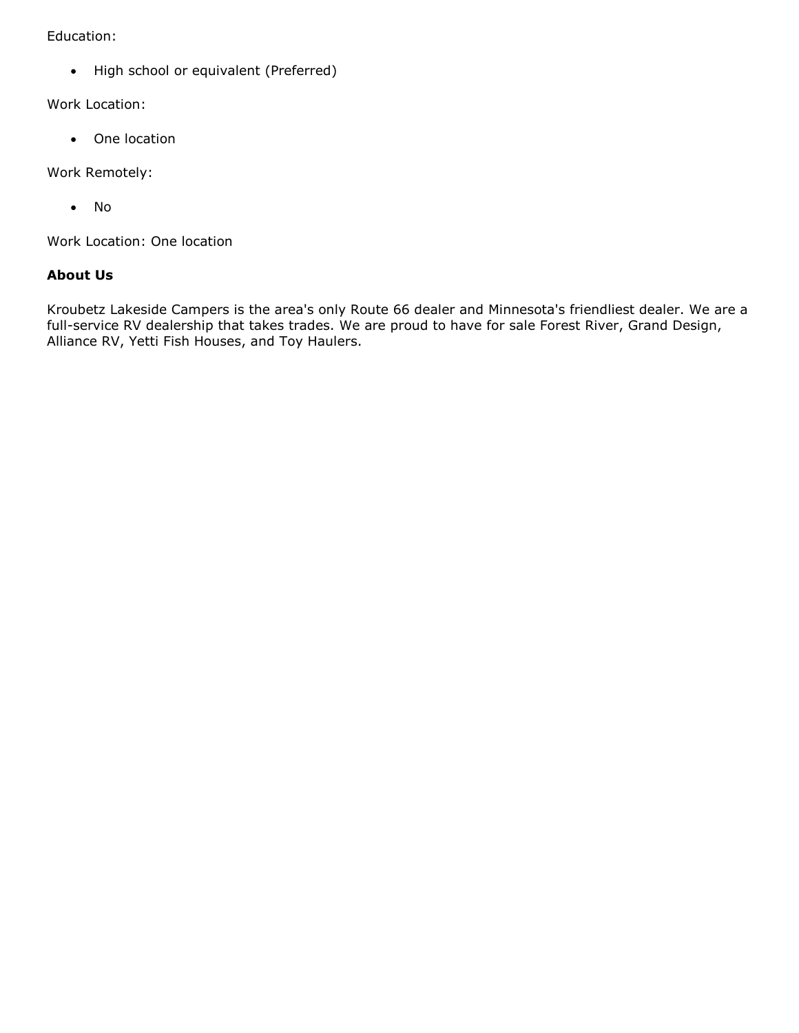Education:

- High school or equivalent (Preferred)

Work Location:

- One location

Work Remotely:

- No

Work Location: One location

**About Us**

Kroubetz Lakeside Campers is the area's only Route 66 dealer and Minnesota's friendliest dealer. We are a full-service RV dealership that takes trades. We are proud to have for sale Forest River, Grand Design, Alliance RV, Yetti Fish Houses, and Toy Haulers.